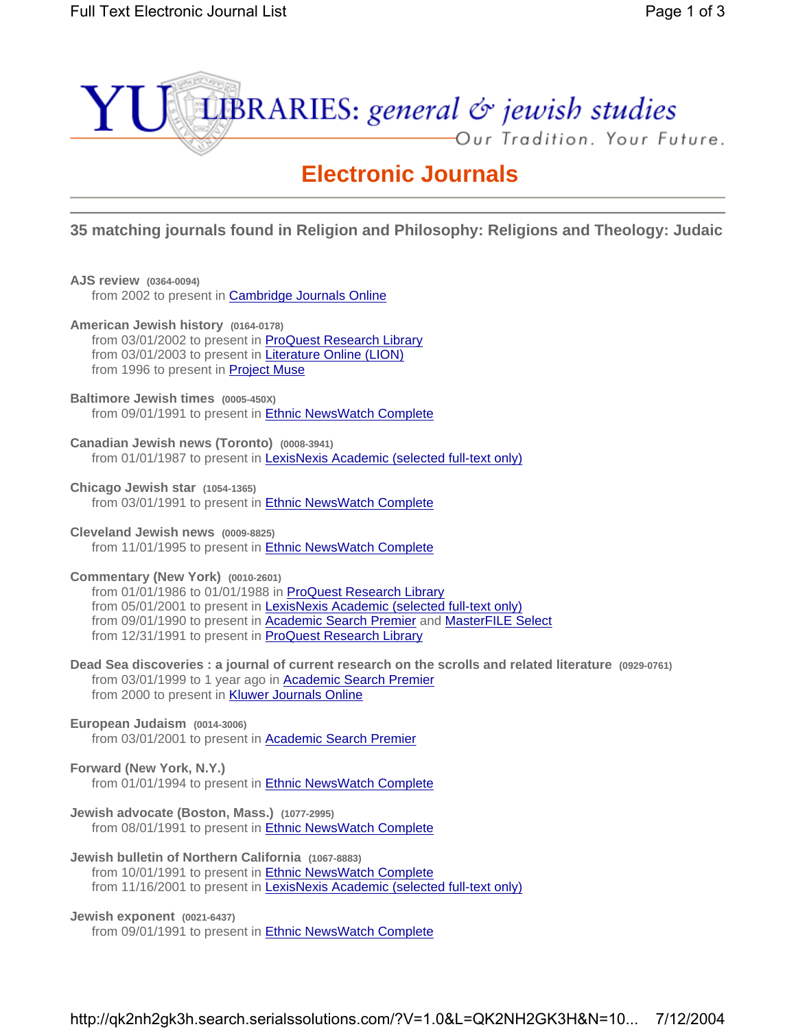YU LIBRARIES: *general & jewish studies*

Our Tradition. Your Future.

# Electronic Journals

---

## 35 matching journals found in Religion and Philosophy: Religions and Theology: Judaic

**AJS review** (0364-0094)
from 2002 to present in Cambridge Journals Online

**American Jewish history** (0164-0178)
from 03/01/2002 to present in ProQuest Research Library
from 03/01/2003 to present in Literature Online (LION)
from 1996 to present in Project Muse

**Baltimore Jewish times** (0005-450X)
from 09/01/1991 to present in Ethnic NewsWatch Complete

**Canadian Jewish news (Toronto)** (0008-3941)
from 01/01/1987 to present in LexisNexis Academic (selected full-text only)

**Chicago Jewish star** (1054-1365)
from 03/01/1991 to present in Ethnic NewsWatch Complete

**Cleveland Jewish news** (0009-8825)
from 11/01/1995 to present in Ethnic NewsWatch Complete

**Commentary (New York)** (0010-2601)
from 01/01/1986 to 01/01/1988 in ProQuest Research Library
from 05/01/2001 to present in LexisNexis Academic (selected full-text only)
from 09/01/1990 to present in Academic Search Premier and MasterFILE Select
from 12/31/1991 to present in ProQuest Research Library

**Dead Sea discoveries : a journal of current research on the scrolls and related literature** (0929-0761)
from 03/01/1999 to 1 year ago in Academic Search Premier
from 2000 to present in Kluwer Journals Online

**European Judaism** (0014-3006)
from 03/01/2001 to present in Academic Search Premier

**Forward (New York, N.Y.)**
from 01/01/1994 to present in Ethnic NewsWatch Complete

**Jewish advocate (Boston, Mass.)** (1077-2995)
from 08/01/1991 to present in Ethnic NewsWatch Complete

**Jewish bulletin of Northern California** (1067-8883)
from 10/01/1991 to present in Ethnic NewsWatch Complete
from 11/16/2001 to present in LexisNexis Academic (selected full-text only)

**Jewish exponent** (0021-6437)
from 09/01/1991 to present in Ethnic NewsWatch Complete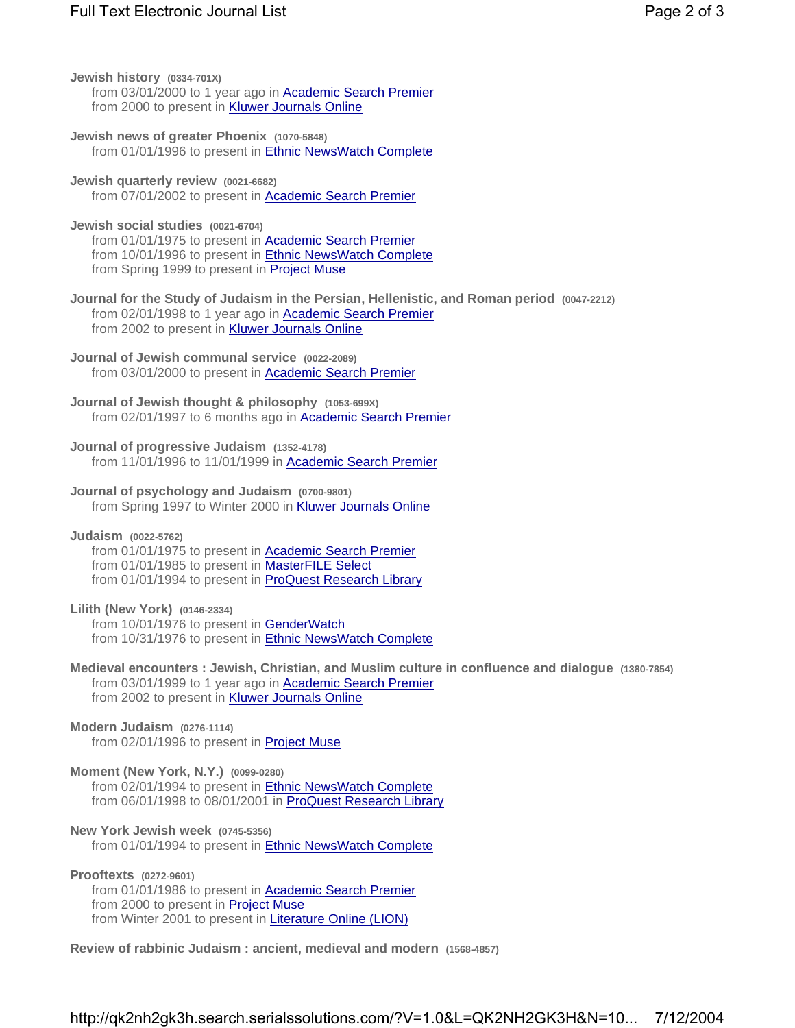**Jewish history** (0334-701X)
- from 03/01/2000 to 1 year ago in Academic Search Premier
- from 2000 to present in Kluwer Journals Online

**Jewish news of greater Phoenix** (1070-5848)
- from 01/01/1996 to present in Ethnic NewsWatch Complete

**Jewish quarterly review** (0021-6682)
- from 07/01/2002 to present in Academic Search Premier

**Jewish social studies** (0021-6704)
- from 01/01/1975 to present in Academic Search Premier
- from 10/01/1996 to present in Ethnic NewsWatch Complete
- from Spring 1999 to present in Project Muse

**Journal for the Study of Judaism in the Persian, Hellenistic, and Roman period** (0047-2212)
- from 02/01/1998 to 1 year ago in Academic Search Premier
- from 2002 to present in Kluwer Journals Online

**Journal of Jewish communal service** (0022-2089)
- from 03/01/2000 to present in Academic Search Premier

**Journal of Jewish thought & philosophy** (1053-699X)
- from 02/01/1997 to 6 months ago in Academic Search Premier

**Journal of progressive Judaism** (1352-4178)
- from 11/01/1996 to 11/01/1999 in Academic Search Premier

**Journal of psychology and Judaism** (0700-9801)
- from Spring 1997 to Winter 2000 in Kluwer Journals Online

**Judaism** (0022-5762)
- from 01/01/1975 to present in Academic Search Premier
- from 01/01/1985 to present in MasterFILE Select
- from 01/01/1994 to present in ProQuest Research Library

**Lilith (New York)** (0146-2334)
- from 10/01/1976 to present in GenderWatch
- from 10/31/1976 to present in Ethnic NewsWatch Complete

**Medieval encounters : Jewish, Christian, and Muslim culture in confluence and dialogue** (1380-7854)
- from 03/01/1999 to 1 year ago in Academic Search Premier
- from 2002 to present in Kluwer Journals Online

**Modern Judaism** (0276-1114)
- from 02/01/1996 to present in Project Muse

**Moment (New York, N.Y.)** (0099-0280)
- from 02/01/1994 to present in Ethnic NewsWatch Complete
- from 06/01/1998 to 08/01/2001 in ProQuest Research Library

**New York Jewish week** (0745-5356)
- from 01/01/1994 to present in Ethnic NewsWatch Complete

**Prooftexts** (0272-9601)
- from 01/01/1986 to present in Academic Search Premier
- from 2000 to present in Project Muse
- from Winter 2001 to present in Literature Online (LION)

**Review of rabbinic Judaism : ancient, medieval and modern** (1568-4857)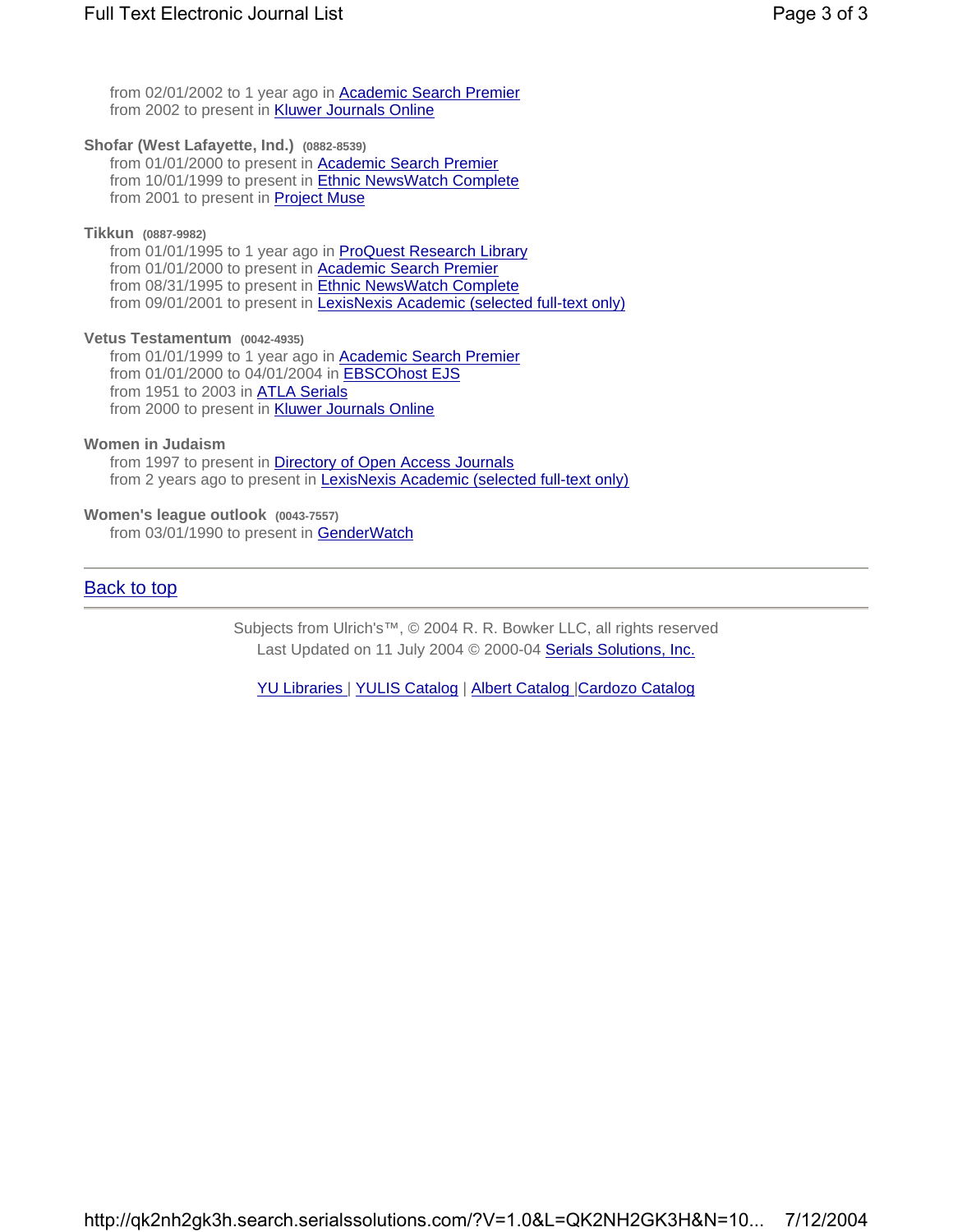from 02/01/2002 to 1 year ago in Academic Search Premier
from 2002 to present in Kluwer Journals Online

**Shofar (West Lafayette, Ind.)** (0882-8539)
from 01/01/2000 to present in Academic Search Premier
from 10/01/1999 to present in Ethnic NewsWatch Complete
from 2001 to present in Project Muse

**Tikkun** (0887-9982)
from 01/01/1995 to 1 year ago in ProQuest Research Library
from 01/01/2000 to present in Academic Search Premier
from 08/31/1995 to present in Ethnic NewsWatch Complete
from 09/01/2001 to present in LexisNexis Academic (selected full-text only)

**Vetus Testamentum** (0042-4935)
from 01/01/1999 to 1 year ago in Academic Search Premier
from 01/01/2000 to 04/01/2004 in EBSCOhost EJS
from 1951 to 2003 in ATLA Serials
from 2000 to present in Kluwer Journals Online

**Women in Judaism**
from 1997 to present in Directory of Open Access Journals
from 2 years ago to present in LexisNexis Academic (selected full-text only)

**Women's league outlook** (0043-7557)
from 03/01/1990 to present in GenderWatch

---

Back to top

---

Subjects from Ulrich's™, © 2004 R. R. Bowker LLC, all rights reserved
Last Updated on 11 July 2004 © 2000-04 Serials Solutions, Inc.

YU Libraries | YULIS Catalog | Albert Catalog | Cardozo Catalog